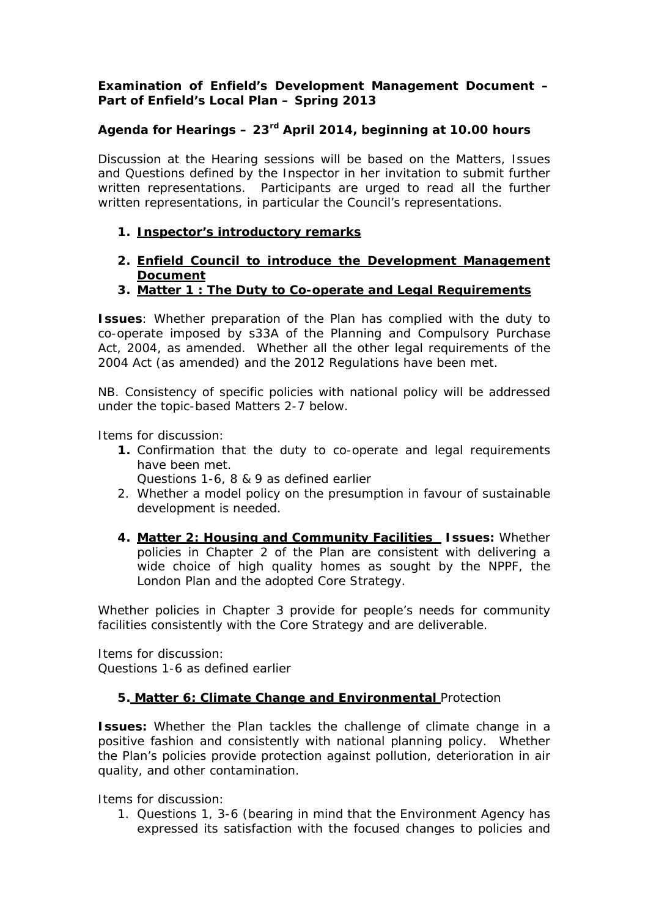**Examination of Enfield's Development Management Document – Part of Enfield's Local Plan – Spring 2013**

**Agenda for Hearings – 23rd April 2014, beginning at 10.00 hours**

Discussion at the Hearing sessions will be based on the Matters, Issues and Questions defined by the Inspector in her invitation to submit further written representations. Participants are urged to read all the further written representations, in particular the Council's representations.

1. **Inspector's introductory remarks**

2. **Enfield Council to introduce the Development Management Document**

3. **Matter 1 : The Duty to Co-operate and Legal Requirements**

**Issues**: Whether preparation of the Plan has complied with the duty to co-operate imposed by s33A of the Planning and Compulsory Purchase Act, 2004, as amended. Whether all the other legal requirements of the 2004 Act (as amended) and the 2012 Regulations have been met.

NB. Consistency of specific policies with national policy will be addressed under the topic-based Matters 2-7 below.

Items for discussion:

1. Confirmation that the duty to co-operate and legal requirements have been met.
   Questions 1-6, 8 & 9 as defined earlier
2. Whether a model policy on the presumption in favour of sustainable development is needed.

4. **Matter 2: Housing and Community Facilities** **Issues:** Whether policies in Chapter 2 of the Plan are consistent with delivering a wide choice of high quality homes as sought by the NPPF, the London Plan and the adopted Core Strategy.

Whether policies in Chapter 3 provide for people's needs for community facilities consistently with the Core Strategy and are deliverable.

Items for discussion:
Questions 1-6 as defined earlier

5. **Matter 6: Climate Change and Environmental** Protection

**Issues:** Whether the Plan tackles the challenge of climate change in a positive fashion and consistently with national planning policy. Whether the Plan's policies provide protection against pollution, deterioration in air quality, and other contamination.

Items for discussion:

1. Questions 1, 3-6 (bearing in mind that the Environment Agency has expressed its satisfaction with the focused changes to policies and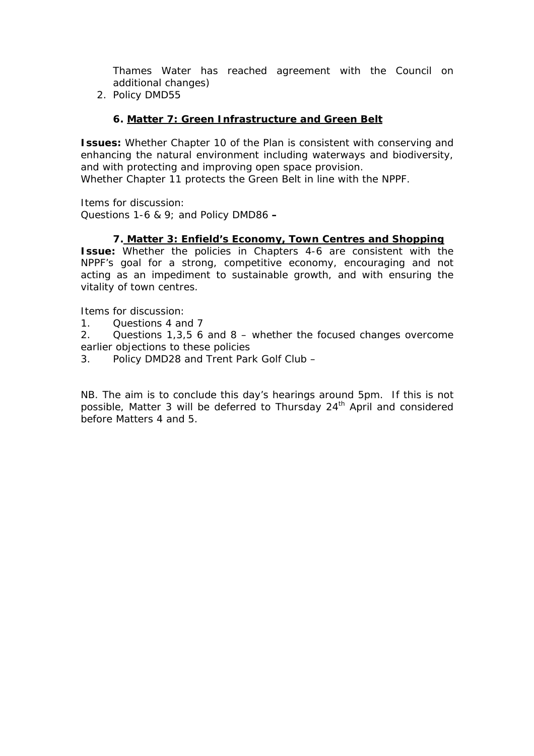Thames Water has reached agreement with the Council on additional changes)

2. Policy DMD55

### 6. Matter 7: Green Infrastructure and Green Belt

**Issues:** Whether Chapter 10 of the Plan is consistent with conserving and enhancing the natural environment including waterways and biodiversity, and with protecting and improving open space provision.
Whether Chapter 11 protects the Green Belt in line with the NPPF.

Items for discussion:
Questions 1-6 & 9; and Policy DMD86 **–**

### 7. Matter 3: Enfield's Economy, Town Centres and Shopping

**Issue:** Whether the policies in Chapters 4-6 are consistent with the NPPF's goal for a strong, competitive economy, encouraging and not acting as an impediment to sustainable growth, and with ensuring the vitality of town centres.

Items for discussion:

1. Questions 4 and 7
2. Questions 1,3,5 6 and 8 – whether the focused changes overcome earlier objections to these policies
3. Policy DMD28 and Trent Park Golf Club –

NB. The aim is to conclude this day's hearings around 5pm. If this is not possible, Matter 3 will be deferred to Thursday 24th April and considered before Matters 4 and 5.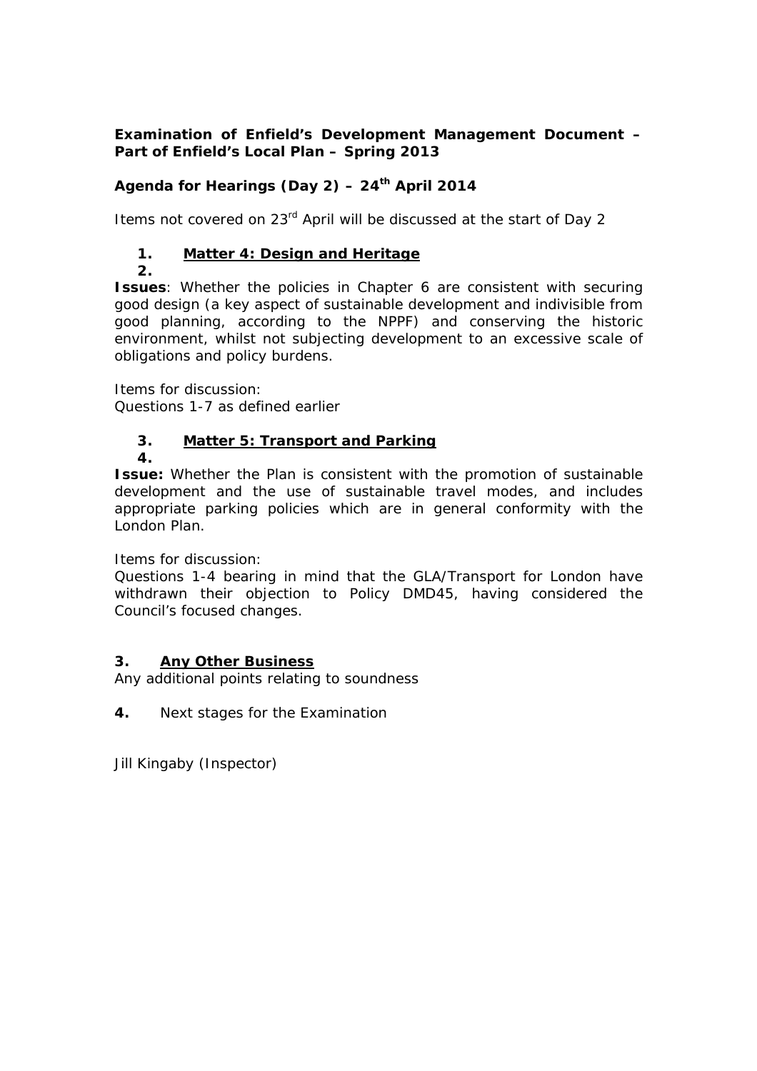**Examination of Enfield's Development Management Document – Part of Enfield's Local Plan – Spring 2013**

**Agenda for Hearings (Day 2) – 24th April 2014**

Items not covered on 23rd April will be discussed at the start of Day 2

**1. Matter 4: Design and Heritage**

**2.**

**Issues**: Whether the policies in Chapter 6 are consistent with securing good design (a key aspect of sustainable development and indivisible from good planning, according to the NPPF) and conserving the historic environment, whilst not subjecting development to an excessive scale of obligations and policy burdens.

Items for discussion:
Questions 1-7 as defined earlier

**3. Matter 5: Transport and Parking**

**4.**

**Issue:** Whether the Plan is consistent with the promotion of sustainable development and the use of sustainable travel modes, and includes appropriate parking policies which are in general conformity with the London Plan.

Items for discussion:
Questions 1-4 bearing in mind that the GLA/Transport for London have withdrawn their objection to Policy DMD45, having considered the Council's focused changes.

**3. Any Other Business**

Any additional points relating to soundness

**4.** Next stages for the Examination

Jill Kingaby (Inspector)